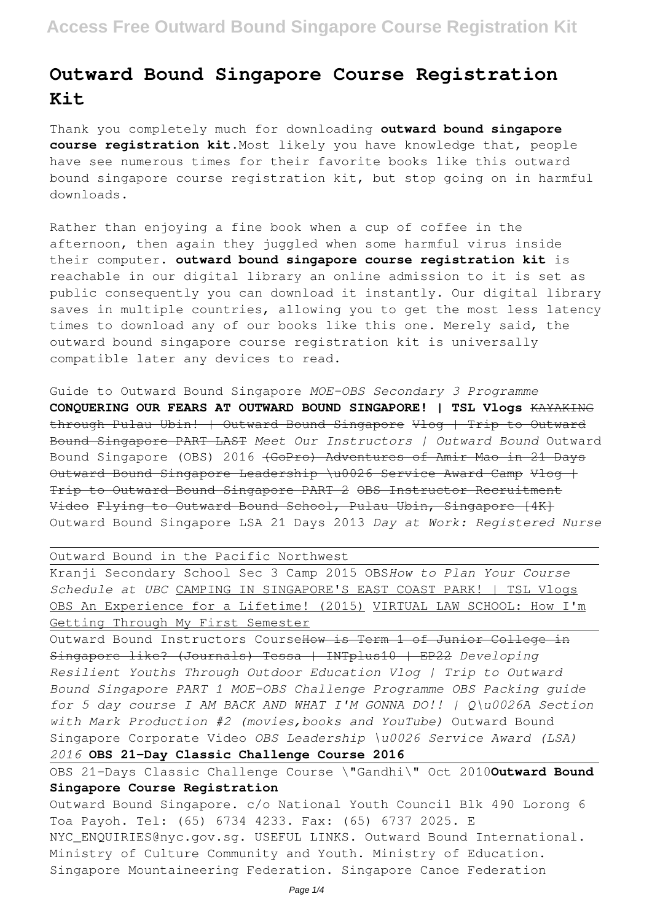# Outward Bound Singapore Course Registration Kit

Thank you completely much for downloading **outward bound singapore course registration kit**.Most likely you have knowledge that, people have see numerous times for their favorite books like this outward bound singapore course registration kit, but stop going on in harmful downloads.

Rather than enjoying a fine book when a cup of coffee in the afternoon, then again they juggled when some harmful virus inside their computer. **outward bound singapore course registration kit** is reachable in our digital library an online admission to it is set as public consequently you can download it instantly. Our digital library saves in multiple countries, allowing you to get the most less latency times to download any of our books like this one. Merely said, the outward bound singapore course registration kit is universally compatible later any devices to read.

Guide to Outward Bound Singapore *MOE-OBS Secondary 3 Programme* **CONQUERING OUR FEARS AT OUTWARD BOUND SINGAPORE! | TSL Vlogs** ~~KAYAKING through Pulau Ubin! | Outward Bound Singapore~~ ~~Vlog | Trip to Outward Bound Singapore PART LAST~~ *Meet Our Instructors | Outward Bound* Outward Bound Singapore (OBS) 2016 ~~(GoPro) Adventures of Amir Mao in 21 Days Outward Bound Singapore Leadership \u0026 Service Award Camp~~ ~~Vlog | Trip to Outward Bound Singapore PART 2~~ ~~OBS Instructor Recruitment Video~~ ~~Flying to Outward Bound School, Pulau Ubin, Singapore [4K]~~ Outward Bound Singapore LSA 21 Days 2013 *Day at Work: Registered Nurse*

Outward Bound in the Pacific Northwest

Kranji Secondary School Sec 3 Camp 2015 OBS *How to Plan Your Course Schedule at UBC* CAMPING IN SINGAPORE'S EAST COAST PARK! | TSL Vlogs OBS An Experience for a Lifetime! (2015) VIRTUAL LAW SCHOOL: How I'm Getting Through My First Semester

Outward Bound Instructors Course ~~How is Term 1 of Junior College in Singapore like? (Journals) Tessa | INTplus10 | EP22~~ *Developing Resilient Youths Through Outdoor Education Vlog | Trip to Outward Bound Singapore PART 1 MOE-OBS Challenge Programme OBS Packing guide for 5 day course I AM BACK AND WHAT I'M GONNA DO!! | Q\u0026A Section with Mark Production #2 (movies,books and YouTube)* Outward Bound Singapore Corporate Video *OBS Leadership \u0026 Service Award (LSA) 2016* **OBS 21-Day Classic Challenge Course 2016**

OBS 21-Days Classic Challenge Course \"Gandhi\" Oct 2010 **Outward Bound Singapore Course Registration**

Outward Bound Singapore. c/o National Youth Council Blk 490 Lorong 6 Toa Payoh. Tel: (65) 6734 4233. Fax: (65) 6737 2025. E NYC_ENQUIRIES@nyc.gov.sg. USEFUL LINKS. Outward Bound International. Ministry of Culture Community and Youth. Ministry of Education. Singapore Mountaineering Federation. Singapore Canoe Federation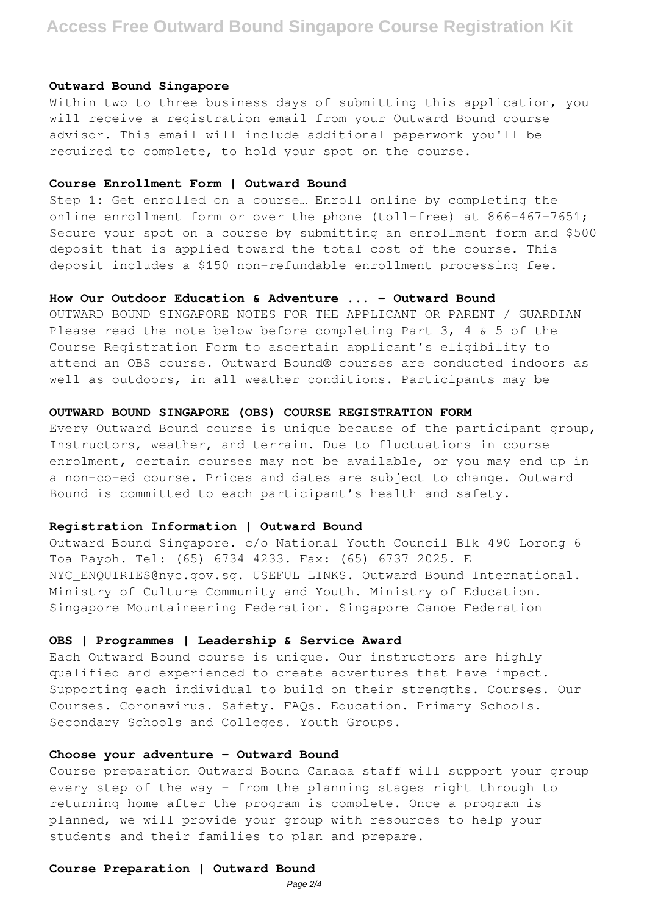#### Outward Bound Singapore

Within two to three business days of submitting this application, you will receive a registration email from your Outward Bound course advisor. This email will include additional paperwork you'll be required to complete, to hold your spot on the course.

#### Course Enrollment Form | Outward Bound

Step 1: Get enrolled on a course… Enroll online by completing the online enrollment form or over the phone (toll-free) at 866-467-7651; Secure your spot on a course by submitting an enrollment form and $500 deposit that is applied toward the total cost of the course. This deposit includes a $150 non-refundable enrollment processing fee.

#### How Our Outdoor Education & Adventure ... - Outward Bound

OUTWARD BOUND SINGAPORE NOTES FOR THE APPLICANT OR PARENT / GUARDIAN Please read the note below before completing Part 3, 4 & 5 of the Course Registration Form to ascertain applicant's eligibility to attend an OBS course. Outward Bound® courses are conducted indoors as well as outdoors, in all weather conditions. Participants may be

#### OUTWARD BOUND SINGAPORE (OBS) COURSE REGISTRATION FORM

Every Outward Bound course is unique because of the participant group, Instructors, weather, and terrain. Due to fluctuations in course enrolment, certain courses may not be available, or you may end up in a non-co-ed course. Prices and dates are subject to change. Outward Bound is committed to each participant's health and safety.

#### Registration Information | Outward Bound

Outward Bound Singapore. c/o National Youth Council Blk 490 Lorong 6 Toa Payoh. Tel: (65) 6734 4233. Fax: (65) 6737 2025. E NYC_ENQUIRIES@nyc.gov.sg. USEFUL LINKS. Outward Bound International. Ministry of Culture Community and Youth. Ministry of Education. Singapore Mountaineering Federation. Singapore Canoe Federation

#### OBS | Programmes | Leadership & Service Award

Each Outward Bound course is unique. Our instructors are highly qualified and experienced to create adventures that have impact. Supporting each individual to build on their strengths. Courses. Our Courses. Coronavirus. Safety. FAQs. Education. Primary Schools. Secondary Schools and Colleges. Youth Groups.

#### Choose your adventure - Outward Bound

Course preparation Outward Bound Canada staff will support your group every step of the way – from the planning stages right through to returning home after the program is complete. Once a program is planned, we will provide your group with resources to help your students and their families to plan and prepare.

#### Course Preparation | Outward Bound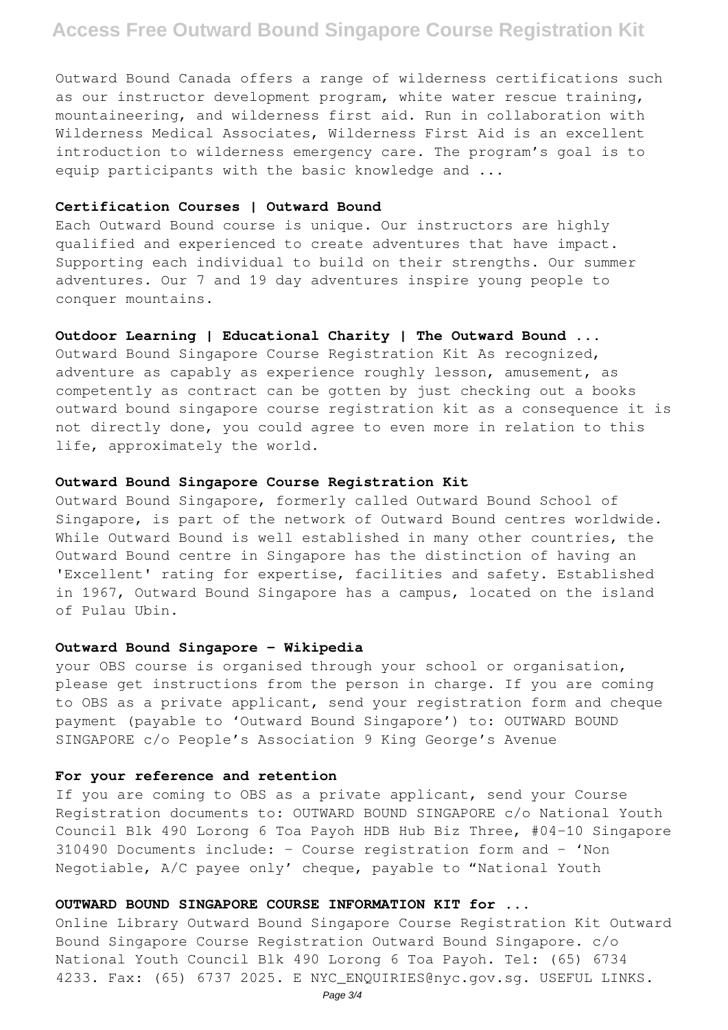Outward Bound Canada offers a range of wilderness certifications such as our instructor development program, white water rescue training, mountaineering, and wilderness first aid. Run in collaboration with Wilderness Medical Associates, Wilderness First Aid is an excellent introduction to wilderness emergency care. The program's goal is to equip participants with the basic knowledge and ...

**Certification Courses | Outward Bound**

Each Outward Bound course is unique. Our instructors are highly qualified and experienced to create adventures that have impact. Supporting each individual to build on their strengths. Our summer adventures. Our 7 and 19 day adventures inspire young people to conquer mountains.

**Outdoor Learning | Educational Charity | The Outward Bound ...**

Outward Bound Singapore Course Registration Kit As recognized, adventure as capably as experience roughly lesson, amusement, as competently as contract can be gotten by just checking out a books outward bound singapore course registration kit as a consequence it is not directly done, you could agree to even more in relation to this life, approximately the world.

**Outward Bound Singapore Course Registration Kit**

Outward Bound Singapore, formerly called Outward Bound School of Singapore, is part of the network of Outward Bound centres worldwide. While Outward Bound is well established in many other countries, the Outward Bound centre in Singapore has the distinction of having an 'Excellent' rating for expertise, facilities and safety. Established in 1967, Outward Bound Singapore has a campus, located on the island of Pulau Ubin.

**Outward Bound Singapore - Wikipedia**

your OBS course is organised through your school or organisation, please get instructions from the person in charge. If you are coming to OBS as a private applicant, send your registration form and cheque payment (payable to 'Outward Bound Singapore') to: OUTWARD BOUND SINGAPORE c/o People's Association 9 King George's Avenue

**For your reference and retention**

If you are coming to OBS as a private applicant, send your Course Registration documents to: OUTWARD BOUND SINGAPORE c/o National Youth Council Blk 490 Lorong 6 Toa Payoh HDB Hub Biz Three, #04-10 Singapore 310490 Documents include: - Course registration form and - 'Non Negotiable, A/C payee only' cheque, payable to "National Youth

**OUTWARD BOUND SINGAPORE COURSE INFORMATION KIT for ...**

Online Library Outward Bound Singapore Course Registration Kit Outward Bound Singapore Course Registration Outward Bound Singapore. c/o National Youth Council Blk 490 Lorong 6 Toa Payoh. Tel: (65) 6734 4233. Fax: (65) 6737 2025. E NYC_ENQUIRIES@nyc.gov.sg. USEFUL LINKS.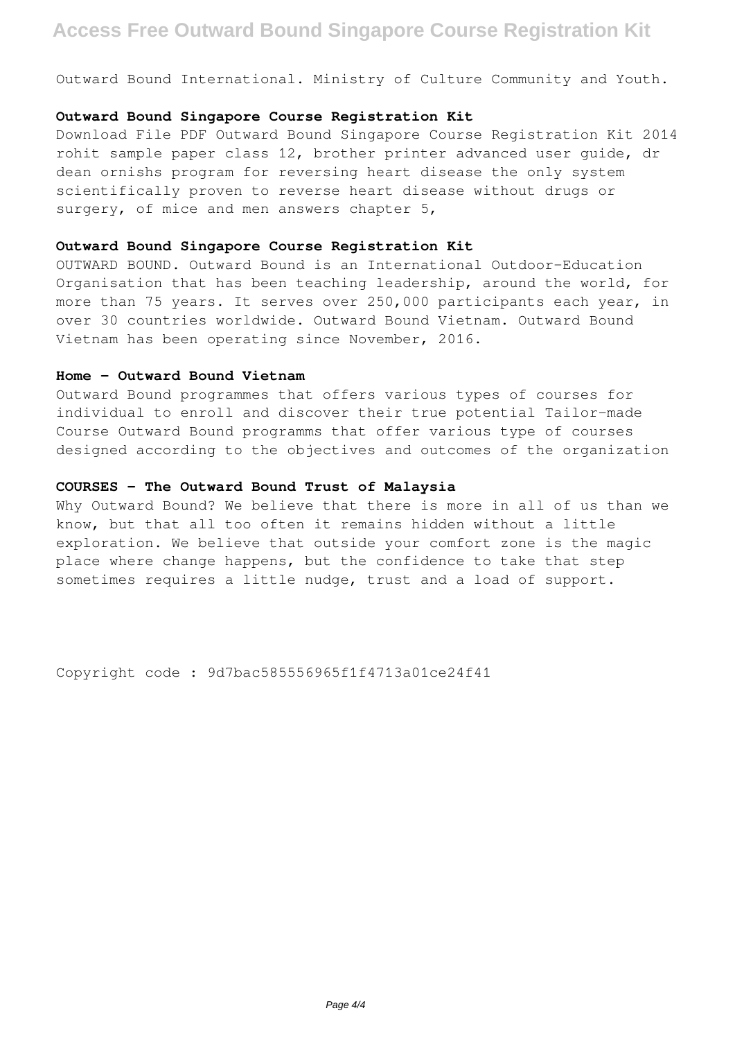Outward Bound International. Ministry of Culture Community and Youth.

### Outward Bound Singapore Course Registration Kit

Download File PDF Outward Bound Singapore Course Registration Kit 2014 rohit sample paper class 12, brother printer advanced user guide, dr dean ornishs program for reversing heart disease the only system scientifically proven to reverse heart disease without drugs or surgery, of mice and men answers chapter 5,

### Outward Bound Singapore Course Registration Kit

OUTWARD BOUND. Outward Bound is an International Outdoor-Education Organisation that has been teaching leadership, around the world, for more than 75 years. It serves over 250,000 participants each year, in over 30 countries worldwide. Outward Bound Vietnam. Outward Bound Vietnam has been operating since November, 2016.

### Home - Outward Bound Vietnam

Outward Bound programmes that offers various types of courses for individual to enroll and discover their true potential Tailor-made Course Outward Bound programms that offer various type of courses designed according to the objectives and outcomes of the organization

### COURSES - The Outward Bound Trust of Malaysia

Why Outward Bound? We believe that there is more in all of us than we know, but that all too often it remains hidden without a little exploration. We believe that outside your comfort zone is the magic place where change happens, but the confidence to take that step sometimes requires a little nudge, trust and a load of support.

Copyright code : 9d7bac585556965f1f4713a01ce24f41